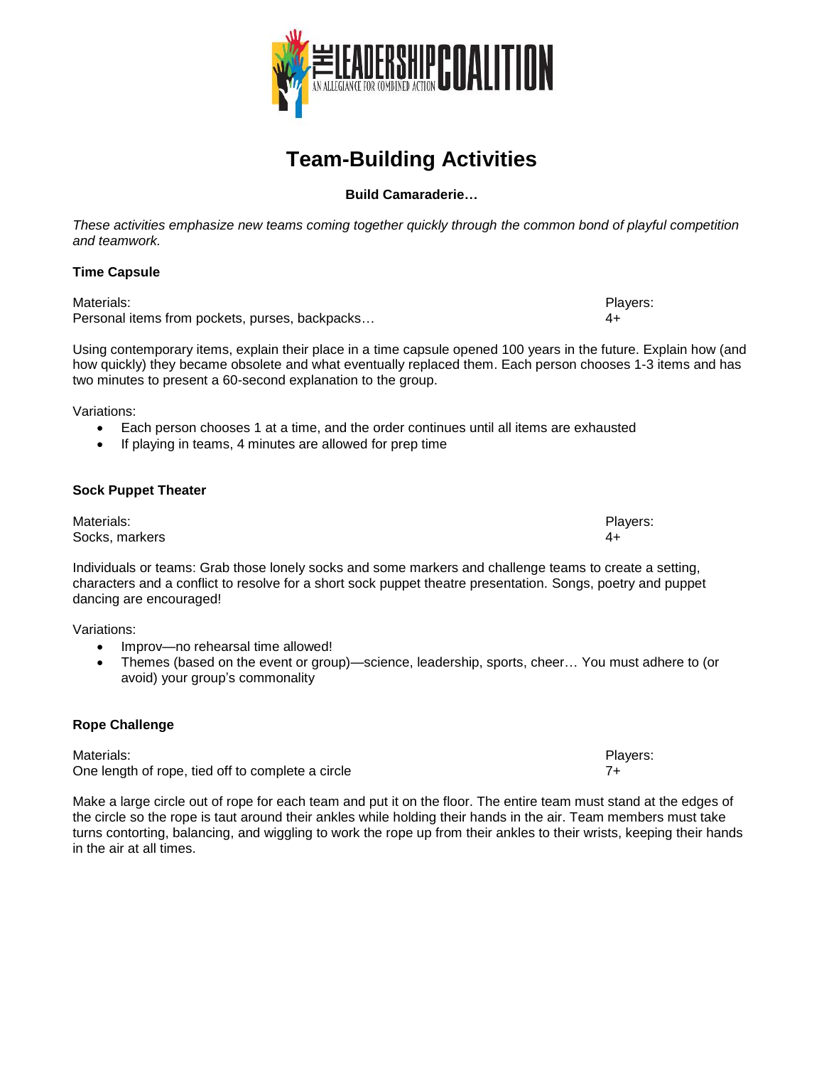# Team-Building Activities

**Build Camaraderie…**

*These activities emphasize new teams coming together quickly through the common bond of playful competition and teamwork.*

### Time Capsule

| | |
|---|---|
| Materials: | Players: |
| Personal items from pockets, purses, backpacks… | 4+ |

Using contemporary items, explain their place in a time capsule opened 100 years in the future. Explain how (and how quickly) they became obsolete and what eventually replaced them. Each person chooses 1-3 items and has two minutes to present a 60-second explanation to the group.

Variations:

- Each person chooses 1 at a time, and the order continues until all items are exhausted
- If playing in teams, 4 minutes are allowed for prep time

### Sock Puppet Theater

| | |
|---|---|
| Materials: | Players: |
| Socks, markers | 4+ |

Individuals or teams: Grab those lonely socks and some markers and challenge teams to create a setting, characters and a conflict to resolve for a short sock puppet theatre presentation. Songs, poetry and puppet dancing are encouraged!

Variations:

- Improv—no rehearsal time allowed!
- Themes (based on the event or group)—science, leadership, sports, cheer… You must adhere to (or avoid) your group's commonality

### Rope Challenge

| | |
|---|---|
| Materials: | Players: |
| One length of rope, tied off to complete a circle | 7+ |

Make a large circle out of rope for each team and put it on the floor. The entire team must stand at the edges of the circle so the rope is taut around their ankles while holding their hands in the air. Team members must take turns contorting, balancing, and wiggling to work the rope up from their ankles to their wrists, keeping their hands in the air at all times.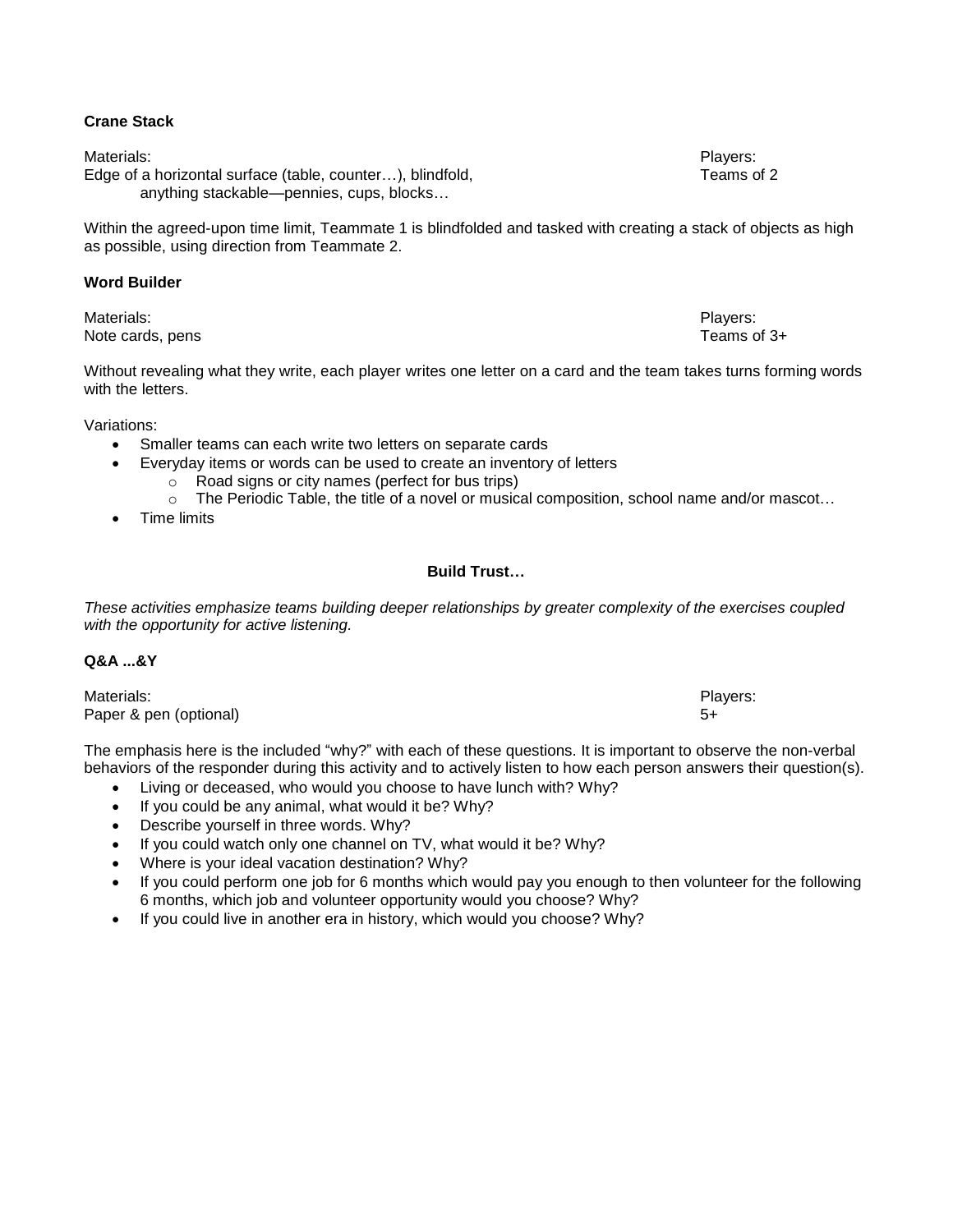**Crane Stack**

Materials:
Edge of a horizontal surface (table, counter…), blindfold, anything stackable—pennies, cups, blocks…

Players:
Teams of 2

Within the agreed-upon time limit, Teammate 1 is blindfolded and tasked with creating a stack of objects as high as possible, using direction from Teammate 2.

**Word Builder**

Materials:
Note cards, pens

Players:
Teams of 3+

Without revealing what they write, each player writes one letter on a card and the team takes turns forming words with the letters.

Variations:

- Smaller teams can each write two letters on separate cards
- Everyday items or words can be used to create an inventory of letters
  - Road signs or city names (perfect for bus trips)
  - The Periodic Table, the title of a novel or musical composition, school name and/or mascot…
- Time limits

**Build Trust…**

*These activities emphasize teams building deeper relationships by greater complexity of the exercises coupled with the opportunity for active listening.*

**Q&A ...&Y**

Materials:
Paper & pen (optional)

Players:
5+

The emphasis here is the included "why?" with each of these questions. It is important to observe the non-verbal behaviors of the responder during this activity and to actively listen to how each person answers their question(s).

- Living or deceased, who would you choose to have lunch with? Why?
- If you could be any animal, what would it be? Why?
- Describe yourself in three words. Why?
- If you could watch only one channel on TV, what would it be? Why?
- Where is your ideal vacation destination? Why?
- If you could perform one job for 6 months which would pay you enough to then volunteer for the following 6 months, which job and volunteer opportunity would you choose? Why?
- If you could live in another era in history, which would you choose? Why?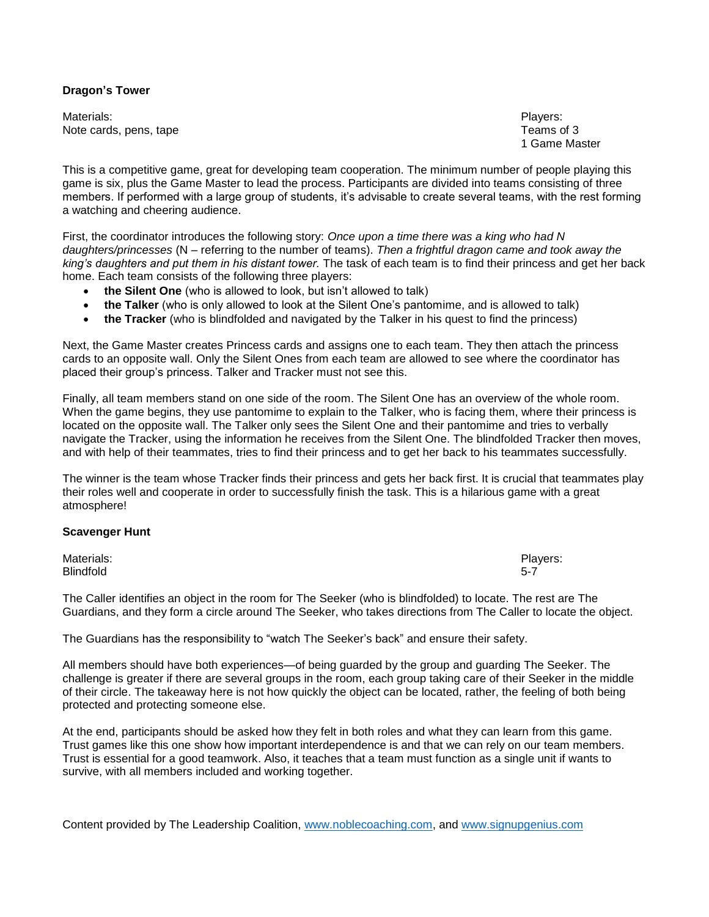**Dragon's Tower**

Materials:
Note cards, pens, tape

Players:
Teams of 3
1 Game Master

This is a competitive game, great for developing team cooperation. The minimum number of people playing this game is six, plus the Game Master to lead the process. Participants are divided into teams consisting of three members. If performed with a large group of students, it's advisable to create several teams, with the rest forming a watching and cheering audience.

First, the coordinator introduces the following story: *Once upon a time there was a king who had N daughters/princesses* (N – referring to the number of teams). *Then a frightful dragon came and took away the king's daughters and put them in his distant tower.* The task of each team is to find their princess and get her back home. Each team consists of the following three players:

- **the Silent One** (who is allowed to look, but isn't allowed to talk)
- **the Talker** (who is only allowed to look at the Silent One's pantomime, and is allowed to talk)
- **the Tracker** (who is blindfolded and navigated by the Talker in his quest to find the princess)

Next, the Game Master creates Princess cards and assigns one to each team. They then attach the princess cards to an opposite wall. Only the Silent Ones from each team are allowed to see where the coordinator has placed their group's princess. Talker and Tracker must not see this.

Finally, all team members stand on one side of the room. The Silent One has an overview of the whole room. When the game begins, they use pantomime to explain to the Talker, who is facing them, where their princess is located on the opposite wall. The Talker only sees the Silent One and their pantomime and tries to verbally navigate the Tracker, using the information he receives from the Silent One. The blindfolded Tracker then moves, and with help of their teammates, tries to find their princess and to get her back to his teammates successfully.

The winner is the team whose Tracker finds their princess and gets her back first. It is crucial that teammates play their roles well and cooperate in order to successfully finish the task. This is a hilarious game with a great atmosphere!

**Scavenger Hunt**

Materials:
Blindfold

Players:
5-7

The Caller identifies an object in the room for The Seeker (who is blindfolded) to locate. The rest are The Guardians, and they form a circle around The Seeker, who takes directions from The Caller to locate the object.

The Guardians has the responsibility to "watch The Seeker's back" and ensure their safety.

All members should have both experiences—of being guarded by the group and guarding The Seeker. The challenge is greater if there are several groups in the room, each group taking care of their Seeker in the middle of their circle. The takeaway here is not how quickly the object can be located, rather, the feeling of both being protected and protecting someone else.

At the end, participants should be asked how they felt in both roles and what they can learn from this game. Trust games like this one show how important interdependence is and that we can rely on our team members. Trust is essential for a good teamwork. Also, it teaches that a team must function as a single unit if wants to survive, with all members included and working together.

Content provided by The Leadership Coalition, www.noblecoaching.com, and www.signupgenius.com